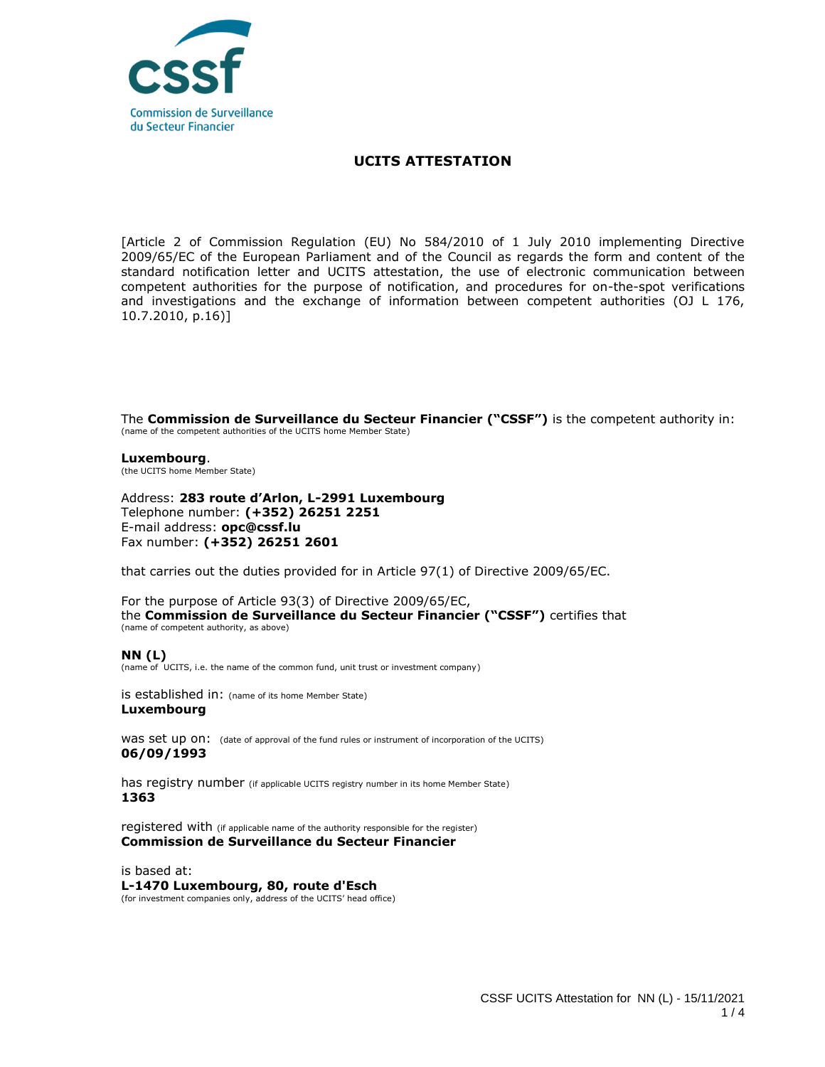Commission de Surveillance du Secteur Financier

# UCITS ATTESTATION

[Article 2 of Commission Regulation (EU) No 584/2010 of 1 July 2010 implementing Directive 2009/65/EC of the European Parliament and of the Council as regards the form and content of the standard notification letter and UCITS attestation, the use of electronic communication between competent authorities for the purpose of notification, and procedures for on-the-spot verifications and investigations and the exchange of information between competent authorities (OJ L 176, 10.7.2010, p.16)]

The **Commission de Surveillance du Secteur Financier ("CSSF")** is the competent authority in:
(name of the competent authorities of the UCITS home Member State)

**Luxembourg**.
(the UCITS home Member State)

Address: **283 route d'Arlon, L-2991 Luxembourg**
Telephone number: **(+352) 26251 2251**
E-mail address: **opc@cssf.lu**
Fax number: **(+352) 26251 2601**

that carries out the duties provided for in Article 97(1) of Directive 2009/65/EC.

For the purpose of Article 93(3) of Directive 2009/65/EC,
the **Commission de Surveillance du Secteur Financier ("CSSF")** certifies that
(name of competent authority, as above)

**NN (L)**
(name of UCITS, i.e. the name of the common fund, unit trust or investment company)

is established in: (name of its home Member State)
**Luxembourg**

was set up on: (date of approval of the fund rules or instrument of incorporation of the UCITS)
**06/09/1993**

has registry number (if applicable UCITS registry number in its home Member State)
**1363**

registered with (if applicable name of the authority responsible for the register)
**Commission de Surveillance du Secteur Financier**

is based at:
**L-1470 Luxembourg, 80, route d'Esch**
(for investment companies only, address of the UCITS' head office)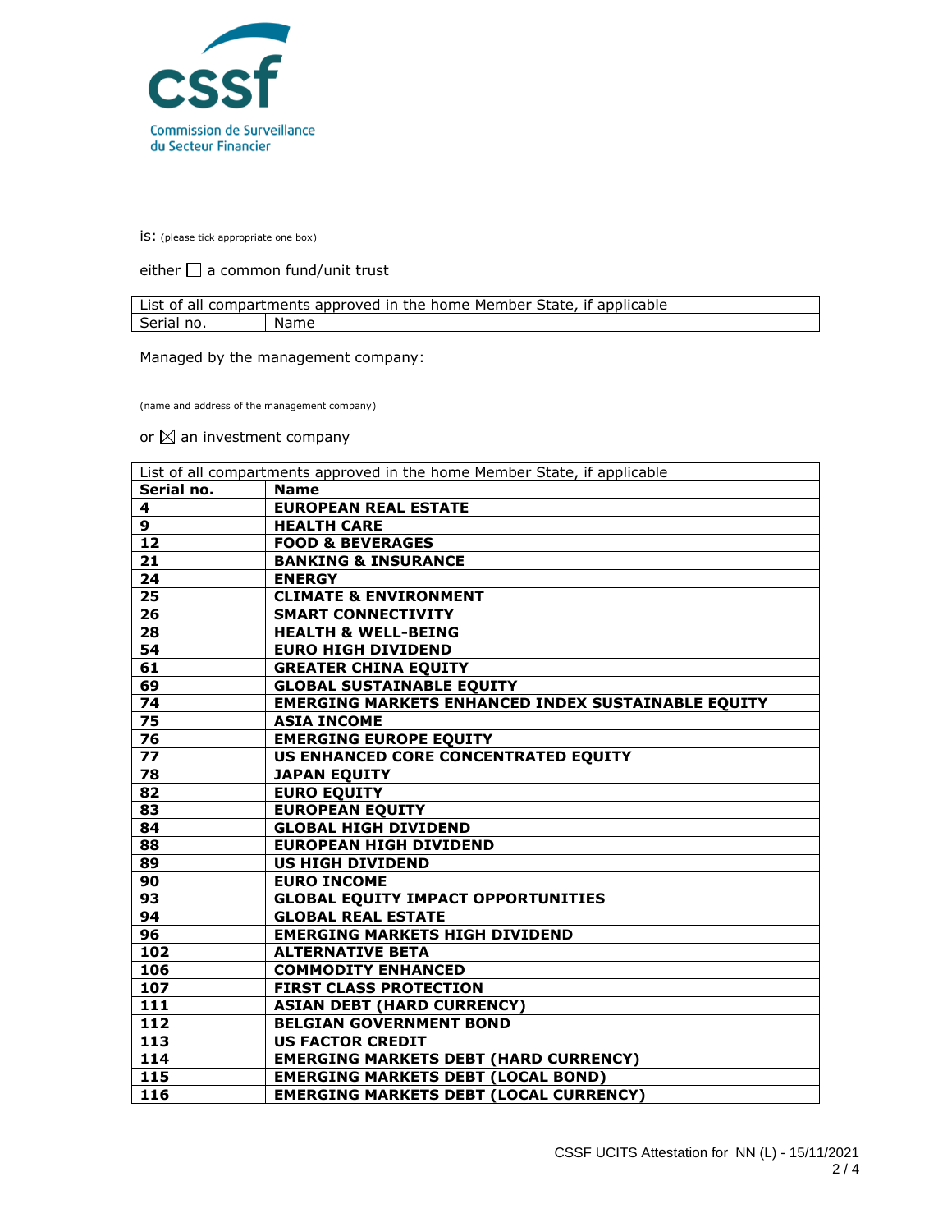is: (please tick appropriate one box)

either ☐ a common fund/unit trust

| List of all compartments approved in the home Member State, if applicable | |
|---|---|
| Serial no. | Name |

Managed by the management company:

(name and address of the management company)

or ☒ an investment company

| List of all compartments approved in the home Member State, if applicable | |
|---|---|
| **Serial no.** | **Name** |
| **4** | **EUROPEAN REAL ESTATE** |
| **9** | **HEALTH CARE** |
| **12** | **FOOD & BEVERAGES** |
| **21** | **BANKING & INSURANCE** |
| **24** | **ENERGY** |
| **25** | **CLIMATE & ENVIRONMENT** |
| **26** | **SMART CONNECTIVITY** |
| **28** | **HEALTH & WELL-BEING** |
| **54** | **EURO HIGH DIVIDEND** |
| **61** | **GREATER CHINA EQUITY** |
| **69** | **GLOBAL SUSTAINABLE EQUITY** |
| **74** | **EMERGING MARKETS ENHANCED INDEX SUSTAINABLE EQUITY** |
| **75** | **ASIA INCOME** |
| **76** | **EMERGING EUROPE EQUITY** |
| **77** | **US ENHANCED CORE CONCENTRATED EQUITY** |
| **78** | **JAPAN EQUITY** |
| **82** | **EURO EQUITY** |
| **83** | **EUROPEAN EQUITY** |
| **84** | **GLOBAL HIGH DIVIDEND** |
| **88** | **EUROPEAN HIGH DIVIDEND** |
| **89** | **US HIGH DIVIDEND** |
| **90** | **EURO INCOME** |
| **93** | **GLOBAL EQUITY IMPACT OPPORTUNITIES** |
| **94** | **GLOBAL REAL ESTATE** |
| **96** | **EMERGING MARKETS HIGH DIVIDEND** |
| **102** | **ALTERNATIVE BETA** |
| **106** | **COMMODITY ENHANCED** |
| **107** | **FIRST CLASS PROTECTION** |
| **111** | **ASIAN DEBT (HARD CURRENCY)** |
| **112** | **BELGIAN GOVERNMENT BOND** |
| **113** | **US FACTOR CREDIT** |
| **114** | **EMERGING MARKETS DEBT (HARD CURRENCY)** |
| **115** | **EMERGING MARKETS DEBT (LOCAL BOND)** |
| **116** | **EMERGING MARKETS DEBT (LOCAL CURRENCY)** |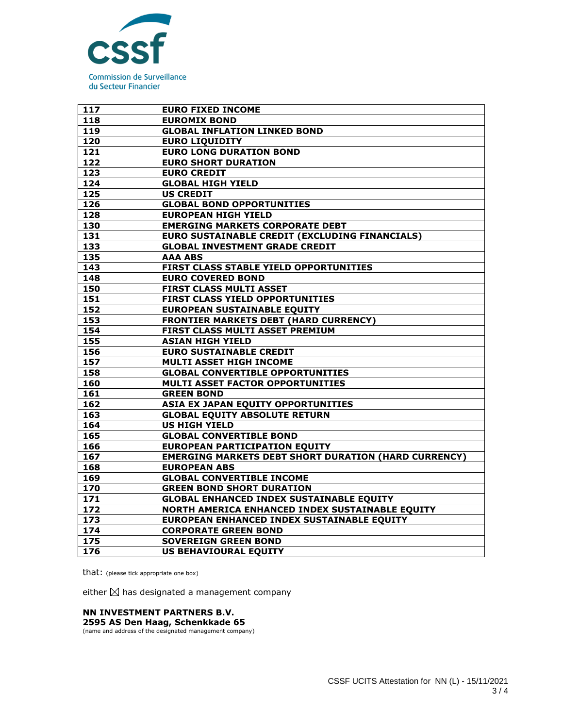| 117 | EURO FIXED INCOME |
|---|---|
| 118 | EUROMIX BOND |
| 119 | GLOBAL INFLATION LINKED BOND |
| 120 | EURO LIQUIDITY |
| 121 | EURO LONG DURATION BOND |
| 122 | EURO SHORT DURATION |
| 123 | EURO CREDIT |
| 124 | GLOBAL HIGH YIELD |
| 125 | US CREDIT |
| 126 | GLOBAL BOND OPPORTUNITIES |
| 128 | EUROPEAN HIGH YIELD |
| 130 | EMERGING MARKETS CORPORATE DEBT |
| 131 | EURO SUSTAINABLE CREDIT (EXCLUDING FINANCIALS) |
| 133 | GLOBAL INVESTMENT GRADE CREDIT |
| 135 | AAA ABS |
| 143 | FIRST CLASS STABLE YIELD OPPORTUNITIES |
| 148 | EURO COVERED BOND |
| 150 | FIRST CLASS MULTI ASSET |
| 151 | FIRST CLASS YIELD OPPORTUNITIES |
| 152 | EUROPEAN SUSTAINABLE EQUITY |
| 153 | FRONTIER MARKETS DEBT (HARD CURRENCY) |
| 154 | FIRST CLASS MULTI ASSET PREMIUM |
| 155 | ASIAN HIGH YIELD |
| 156 | EURO SUSTAINABLE CREDIT |
| 157 | MULTI ASSET HIGH INCOME |
| 158 | GLOBAL CONVERTIBLE OPPORTUNITIES |
| 160 | MULTI ASSET FACTOR OPPORTUNITIES |
| 161 | GREEN BOND |
| 162 | ASIA EX JAPAN EQUITY OPPORTUNITIES |
| 163 | GLOBAL EQUITY ABSOLUTE RETURN |
| 164 | US HIGH YIELD |
| 165 | GLOBAL CONVERTIBLE BOND |
| 166 | EUROPEAN PARTICIPATION EQUITY |
| 167 | EMERGING MARKETS DEBT SHORT DURATION (HARD CURRENCY) |
| 168 | EUROPEAN ABS |
| 169 | GLOBAL CONVERTIBLE INCOME |
| 170 | GREEN BOND SHORT DURATION |
| 171 | GLOBAL ENHANCED INDEX SUSTAINABLE EQUITY |
| 172 | NORTH AMERICA ENHANCED INDEX SUSTAINABLE EQUITY |
| 173 | EUROPEAN ENHANCED INDEX SUSTAINABLE EQUITY |
| 174 | CORPORATE GREEN BOND |
| 175 | SOVEREIGN GREEN BOND |
| 176 | US BEHAVIOURAL EQUITY |

that: (please tick appropriate one box)

either ☒ has designated a management company

**NN INVESTMENT PARTNERS B.V.**
**2595 AS Den Haag, Schenkkade 65**
(name and address of the designated management company)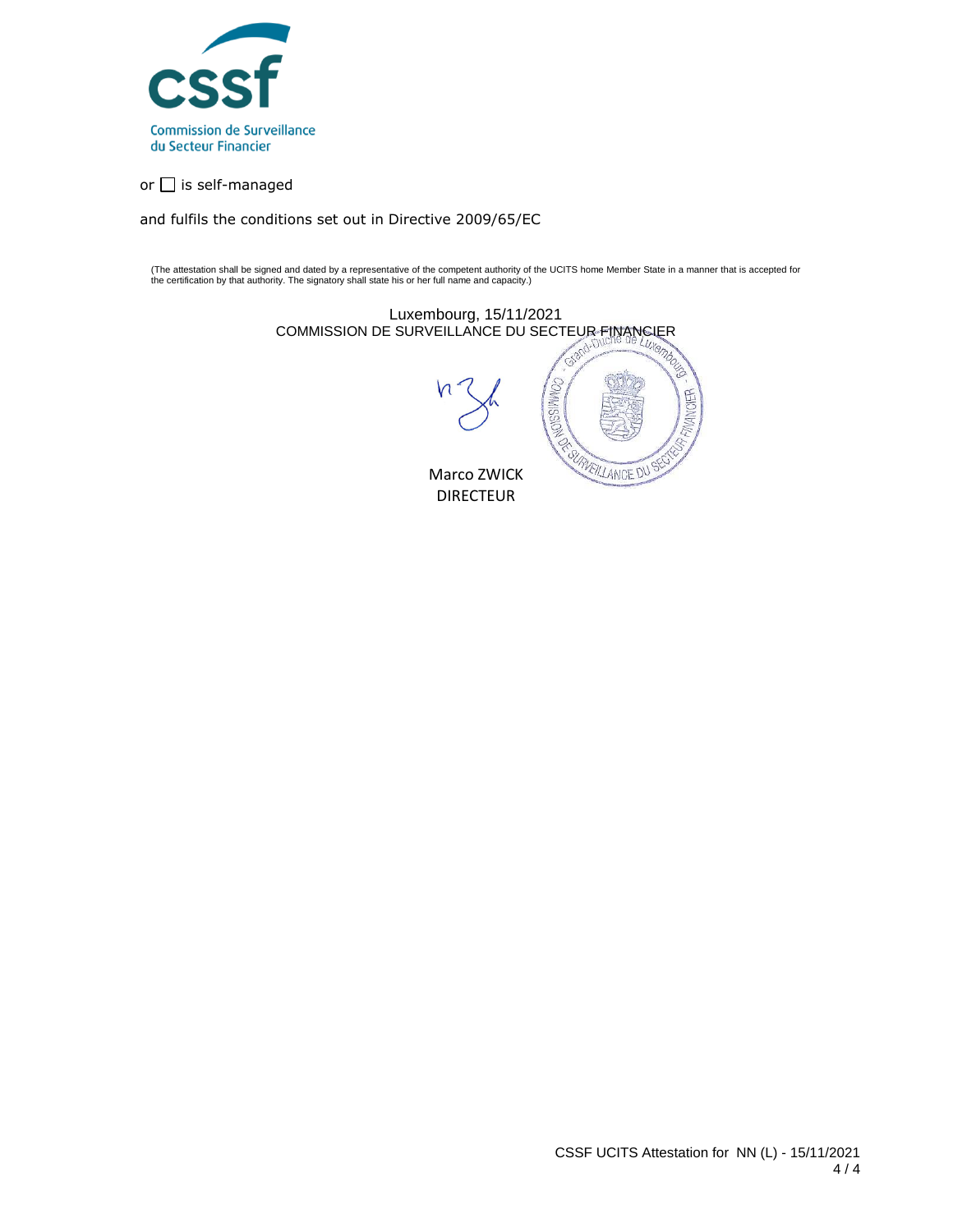or ☐ is self-managed

and fulfils the conditions set out in Directive 2009/65/EC

(The attestation shall be signed and dated by a representative of the competent authority of the UCITS home Member State in a manner that is accepted for the certification by that authority. The signatory shall state his or her full name and capacity.)

Luxembourg, 15/11/2021
COMMISSION DE SURVEILLANCE DU SECTEUR FINANCIER

Marco ZWICK
DIRECTEUR